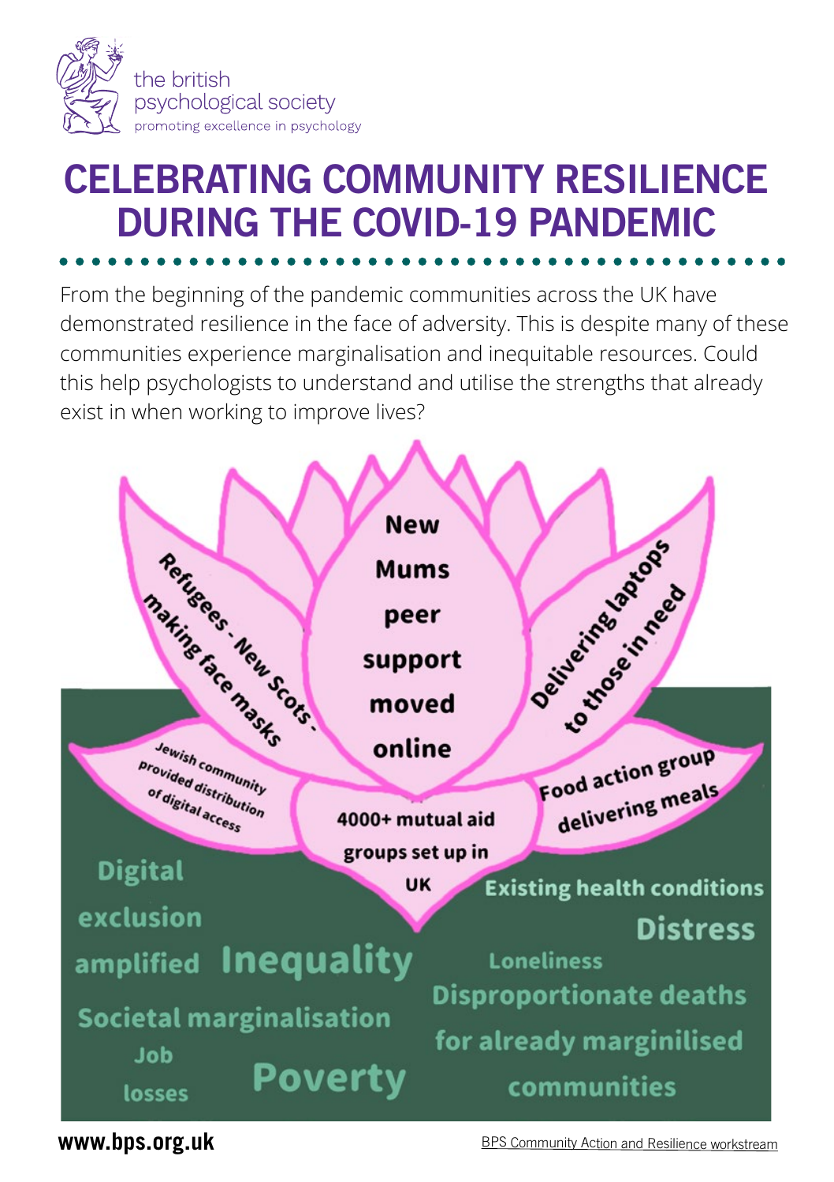the british psychological society
promoting excellence in psychology

# CELEBRATING COMMUNITY RESILIENCE DURING THE COVID-19 PANDEMIC

From the beginning of the pandemic communities across the UK have demonstrated resilience in the face of adversity. This is despite many of these communities experience marginalisation and inequitable resources. Could this help psychologists to understand and utilise the strengths that already exist in when working to improve lives?

Refugees - New Scots - making face masks

New Mums peer support moved online

Delivering laptops to those in need

Jewish community provided distribution of digital access

4000+ mutual aid groups set up in UK

Food action group delivering meals

Digital exclusion amplified

Inequality

Societal marginalisation

Job losses

Poverty

Existing health conditions

Distress

Loneliness

Disproportionate deaths for already marginilised communities

www.bps.org.uk

BPS Community Action and Resilience workstream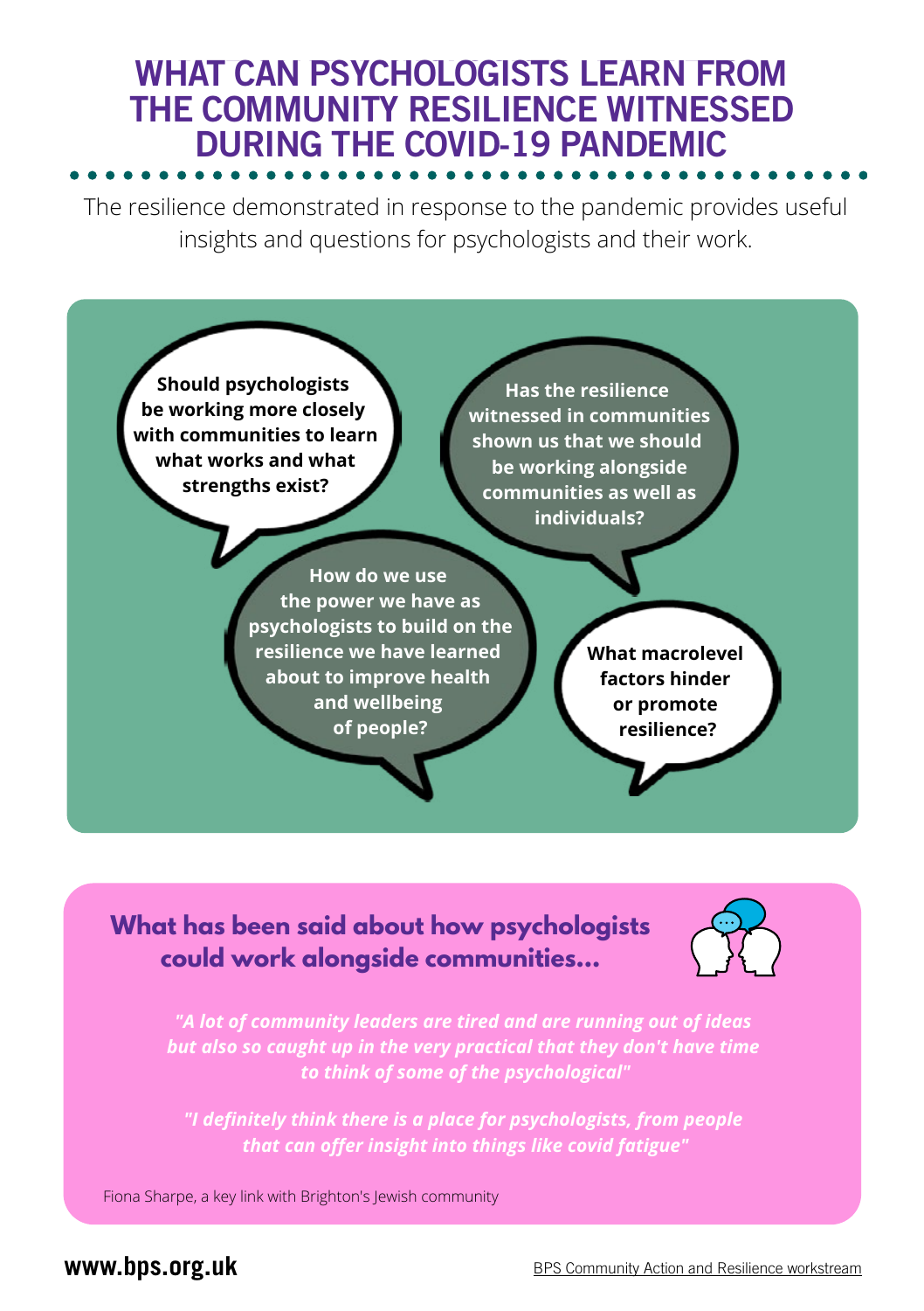# WHAT CAN PSYCHOLOGISTS LEARN FROM THE COMMUNITY RESILIENCE WITNESSED DURING THE COVID-19 PANDEMIC

The resilience demonstrated in response to the pandemic provides useful insights and questions for psychologists and their work.

**Should psychologists be working more closely with communities to learn what works and what strengths exist?**

**Has the resilience witnessed in communities shown us that we should be working alongside communities as well as individuals?**

**How do we use the power we have as psychologists to build on the resilience we have learned about to improve health and wellbeing of people?**

**What macrolevel factors hinder or promote resilience?**

## What has been said about how psychologists could work alongside communities...

*"A lot of community leaders are tired and are running out of ideas but also so caught up in the very practical that they don't have time to think of some of the psychological"*

*"I definitely think there is a place for psychologists, from people that can offer insight into things like covid fatigue"*

Fiona Sharpe, a key link with Brighton's Jewish community

**www.bps.org.uk**

BPS Community Action and Resilience workstream